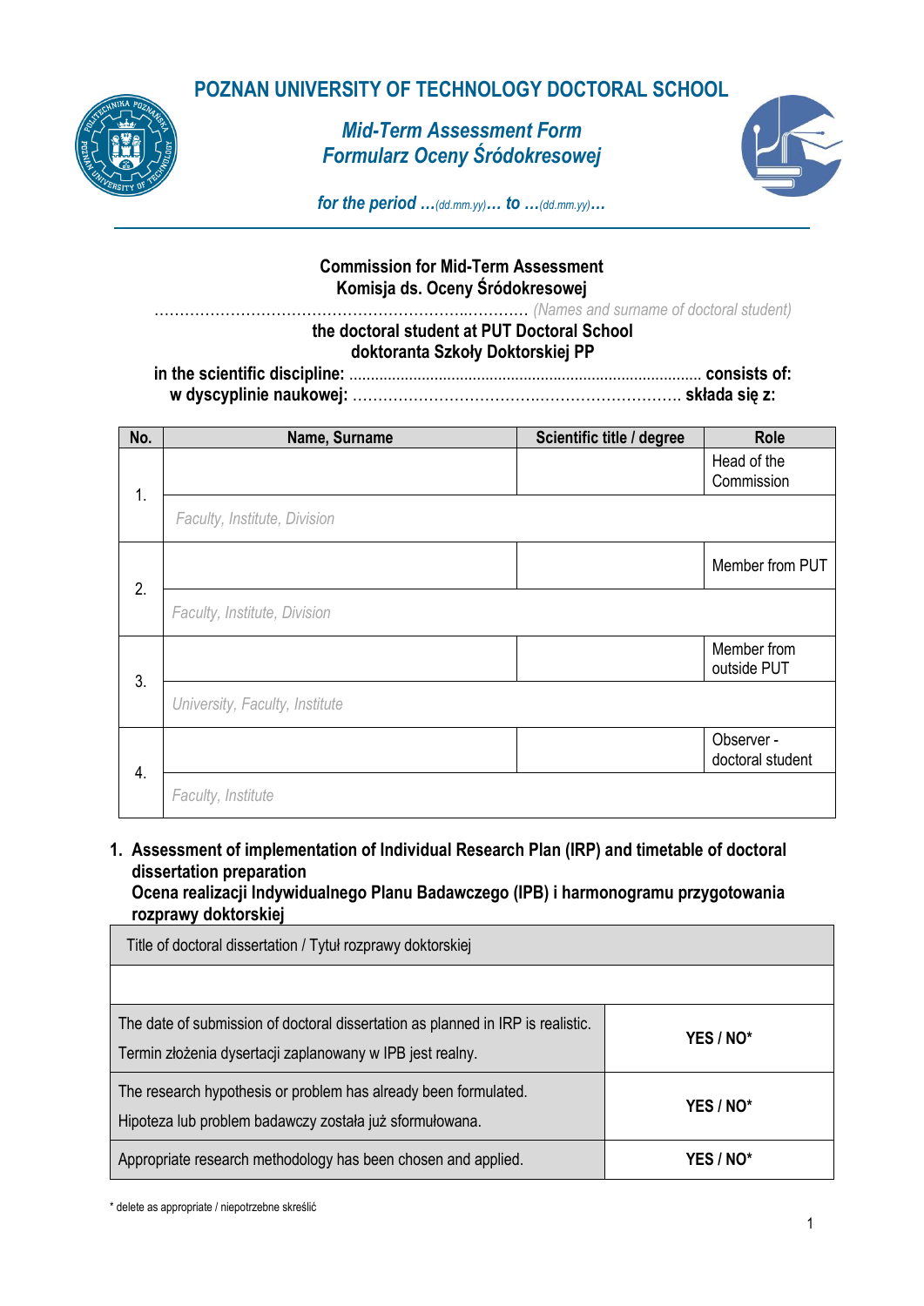# POZNAN UNIVERSITY OF TECHNOLOGY DOCTORAL SCHOOL

## *Mid-Term Assessment Form*
## *Formularz Oceny Śródokresowej*

*for the period …(dd.mm.yy)… to …(dd.mm.yy)…*

---

**Commission for Mid-Term Assessment**
**Komisja ds. Oceny Śródokresowej**

……………………………………………………..………… *(Names and surname of doctoral student)*

**the doctoral student at PUT Doctoral School**
**doktoranta Szkoły Doktorskiej PP**

**in the scientific discipline:** ………………………………………………………………………… **consists of:**
**w dyscyplinie naukowej:** ……………………………………………………… **składa się z:**

| No. | Name, Surname | Scientific title / degree | Role |
|---|---|---|---|
| 1. | | | Head of the Commission |
| | *Faculty, Institute, Division* | | |
| 2. | | | Member from PUT |
| | *Faculty, Institute, Division* | | |
| 3. | | | Member from outside PUT |
| | *University, Faculty, Institute* | | |
| 4. | | | Observer - doctoral student |
| | *Faculty, Institute* | | |

1. **Assessment of implementation of Individual Research Plan (IRP) and timetable of doctoral dissertation preparation**
   **Ocena realizacji Indywidualnego Planu Badawczego (IPB) i harmonogramu przygotowania rozprawy doktorskiej**

| Title of doctoral dissertation / Tytuł rozprawy doktorskiej | |
|---|---|
| | |
| The date of submission of doctoral dissertation as planned in IRP is realistic.<br>Termin złożenia dysertacji zaplanowany w IPB jest realny. | **YES / NO*** |
| The research hypothesis or problem has already been formulated.<br>Hipoteza lub problem badawczy została już sformułowana. | **YES / NO*** |
| Appropriate research methodology has been chosen and applied. | **YES / NO*** |

\* delete as appropriate / niepotrzebne skreślić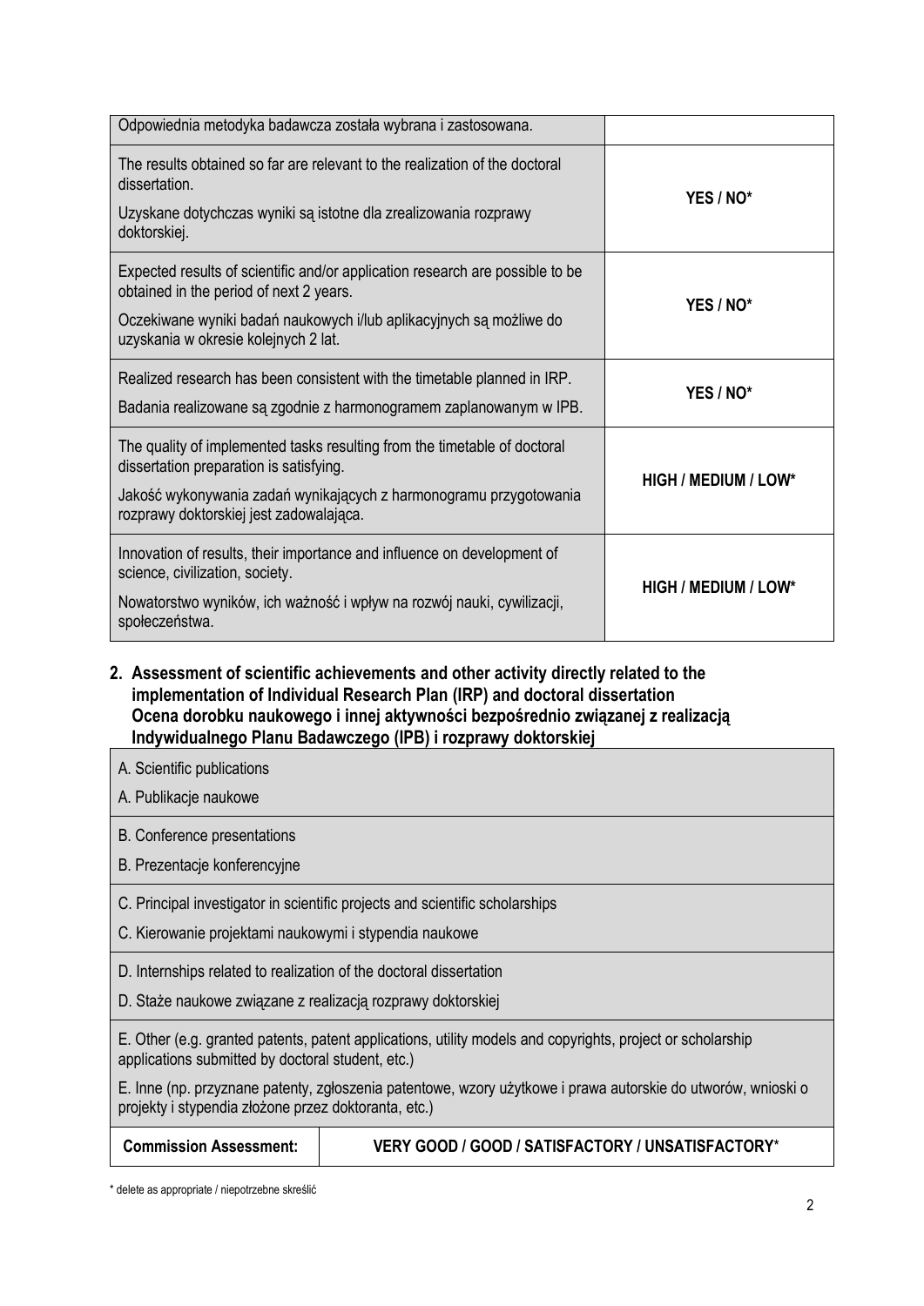| | |
|---|---|
| Odpowiednia metodyka badawcza została wybrana i zastosowana. | |
| The results obtained so far are relevant to the realization of the doctoral dissertation.<br><br>Uzyskane dotychczas wyniki są istotne dla zrealizowania rozprawy doktorskiej. | **YES / NO*** |
| Expected results of scientific and/or application research are possible to be obtained in the period of next 2 years.<br><br>Oczekiwane wyniki badań naukowych i/lub aplikacyjnych są możliwe do uzyskania w okresie kolejnych 2 lat. | **YES / NO*** |
| Realized research has been consistent with the timetable planned in IRP.<br><br>Badania realizowane są zgodnie z harmonogramem zaplanowanym w IPB. | **YES / NO*** |
| The quality of implemented tasks resulting from the timetable of doctoral dissertation preparation is satisfying.<br><br>Jakość wykonywania zadań wynikających z harmonogramu przygotowania rozprawy doktorskiej jest zadowalająca. | **HIGH / MEDIUM / LOW*** |
| Innovation of results, their importance and influence on development of science, civilization, society.<br><br>Nowatorstwo wyników, ich ważność i wpływ na rozwój nauki, cywilizacji, społeczeństwa. | **HIGH / MEDIUM / LOW*** |

**2. Assessment of scientific achievements and other activity directly related to the implementation of Individual Research Plan (IRP) and doctoral dissertation Ocena dorobku naukowego i innej aktywności bezpośrednio związanej z realizacją Indywidualnego Planu Badawczego (IPB) i rozprawy doktorskiej**

| | |
|---|---|
| A. Scientific publications<br><br>A. Publikacje naukowe | |
| B. Conference presentations<br><br>B. Prezentacje konferencyjne | |
| C. Principal investigator in scientific projects and scientific scholarships<br><br>C. Kierowanie projektami naukowymi i stypendia naukowe | |
| D. Internships related to realization of the doctoral dissertation<br><br>D. Staże naukowe związane z realizacją rozprawy doktorskiej | |
| E. Other (e.g. granted patents, patent applications, utility models and copyrights, project or scholarship applications submitted by doctoral student, etc.)<br><br>E. Inne (np. przyznane patenty, zgłoszenia patentowe, wzory użytkowe i prawa autorskie do utworów, wnioski o projekty i stypendia złożone przez doktoranta, etc.) | |
| **Commission Assessment:** | **VERY GOOD / GOOD / SATISFACTORY / UNSATISFACTORY*** |

\* delete as appropriate / niepotrzebne skreślić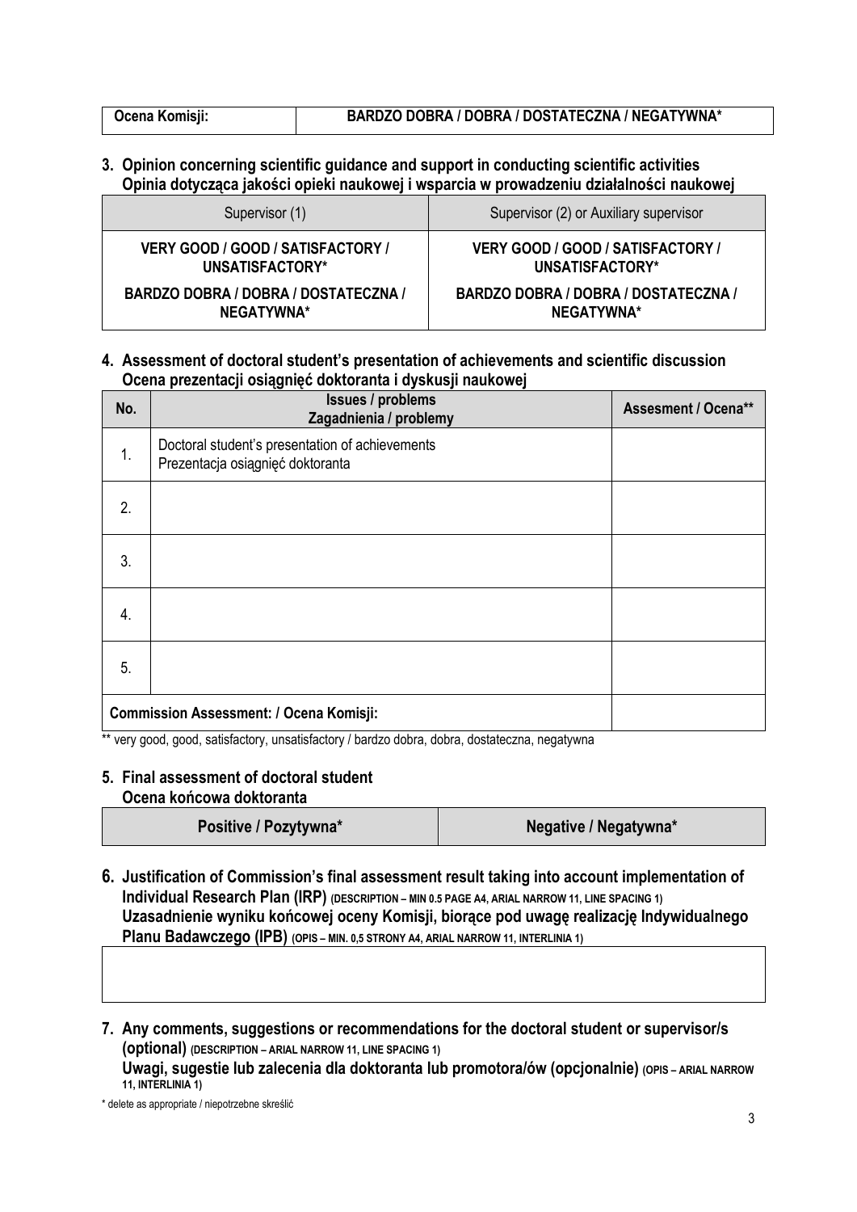| Ocena Komisji: | BARDZO DOBRA / DOBRA / DOSTATECZNA / NEGATYWNA* |
|---|---|

**3. Opinion concerning scientific guidance and support in conducting scientific activities**
**Opinia dotycząca jakości opieki naukowej i wsparcia w prowadzeniu działalności naukowej**

| Supervisor (1) | Supervisor (2) or Auxiliary supervisor |
|---|---|
| **VERY GOOD / GOOD / SATISFACTORY / UNSATISFACTORY*** **BARDZO DOBRA / DOBRA / DOSTATECZNA / NEGATYWNA*** | **VERY GOOD / GOOD / SATISFACTORY / UNSATISFACTORY*** **BARDZO DOBRA / DOBRA / DOSTATECZNA / NEGATYWNA*** |

**4. Assessment of doctoral student's presentation of achievements and scientific discussion**
**Ocena prezentacji osiągnięć doktoranta i dyskusji naukowej**

| No. | Issues / problems Zagadnienia / problemy | Assesment / Ocena** |
|---|---|---|
| 1. | Doctoral student's presentation of achievements Prezentacja osiągnięć doktoranta | |
| 2. | | |
| 3. | | |
| 4. | | |
| 5. | | |
| **Commission Assessment: / Ocena Komisji:** | | |

** very good, good, satisfactory, unsatisfactory / bardzo dobra, dobra, dostateczna, negatywna

**5. Final assessment of doctoral student**
**Ocena końcowa doktoranta**

| Positive / Pozytywna* | Negative / Negatywna* |
|---|---|

**6. Justification of Commission's final assessment result taking into account implementation of Individual Research Plan (IRP)** **(DESCRIPTION – MIN 0.5 PAGE A4, ARIAL NARROW 11, LINE SPACING 1)**
**Uzasadnienie wyniku końcowej oceny Komisji, biorące pod uwagę realizację Indywidualnego Planu Badawczego (IPB)** **(OPIS – MIN. 0,5 STRONY A4, ARIAL NARROW 11, INTERLINIA 1)**

| |
|---|
| |

**7. Any comments, suggestions or recommendations for the doctoral student or supervisor/s (optional)** **(DESCRIPTION – ARIAL NARROW 11, LINE SPACING 1)**
**Uwagi, sugestie lub zalecenia dla doktoranta lub promotora/ów (opcjonalnie)** **(OPIS – ARIAL NARROW 11, INTERLINIA 1)**

* delete as appropriate / niepotrzebne skreślić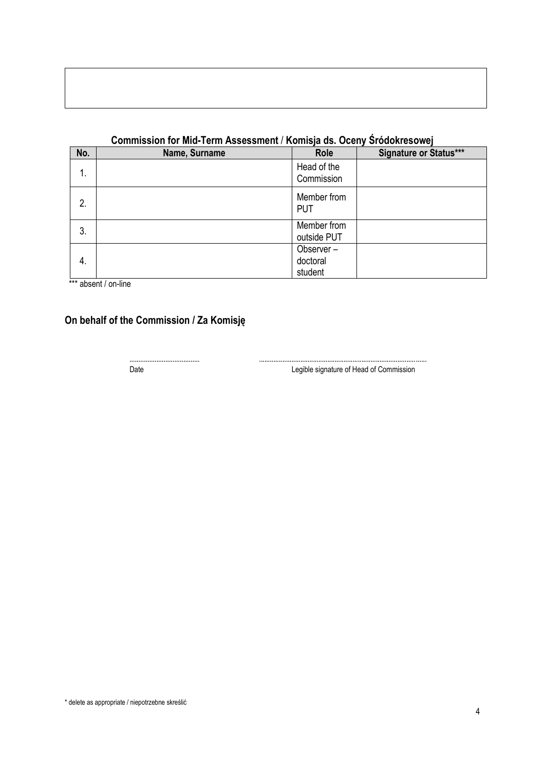**Commission for Mid-Term Assessment / Komisja ds. Oceny Śródokresowej**

| No. | Name, Surname | Role | Signature or Status*** |
|---|---|---|---|
| 1. | | Head of the Commission | |
| 2. | | Member from PUT | |
| 3. | | Member from outside PUT | |
| 4. | | Observer – doctoral student | |

*** absent / on-line

**On behalf of the Commission / Za Komisję**

...................................... ...........................................................................................

Date Legible signature of Head of Commission

* delete as appropriate / niepotrzebne skreślić